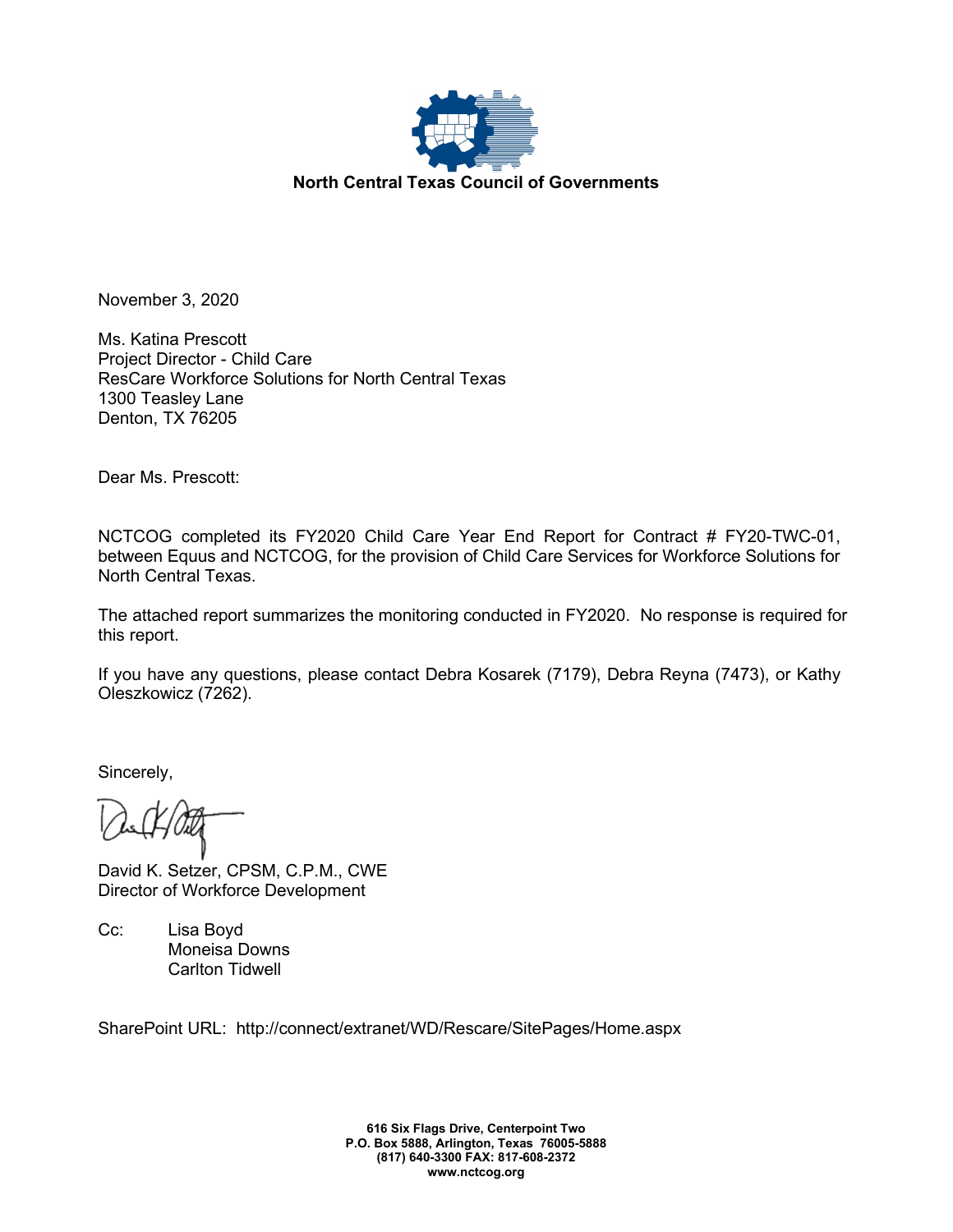**North Central Texas Council of Governments**

November 3, 2020

Ms. Katina Prescott
Project Director - Child Care
ResCare Workforce Solutions for North Central Texas
1300 Teasley Lane
Denton, TX 76205

Dear Ms. Prescott:

NCTCOG completed its FY2020 Child Care Year End Report for Contract # FY20-TWC-01, between Equus and NCTCOG, for the provision of Child Care Services for Workforce Solutions for North Central Texas.

The attached report summarizes the monitoring conducted in FY2020. No response is required for this report.

If you have any questions, please contact Debra Kosarek (7179), Debra Reyna (7473), or Kathy Oleszkowicz (7262).

Sincerely,

David K. Setzer, CPSM, C.P.M., CWE
Director of Workforce Development

Cc: Lisa Boyd
Moneisa Downs
Carlton Tidwell

SharePoint URL: http://connect/extranet/WD/Rescare/SitePages/Home.aspx

616 Six Flags Drive, Centerpoint Two
P.O. Box 5888, Arlington, Texas 76005-5888
(817) 640-3300 FAX: 817-608-2372
www.nctcog.org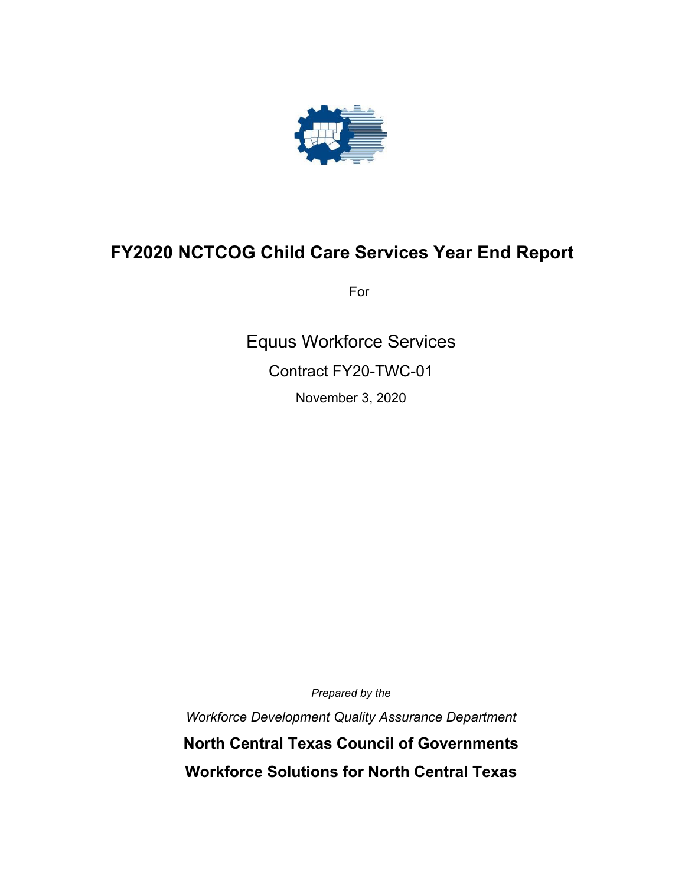# FY2020 NCTCOG Child Care Services Year End Report

For

Equus Workforce Services

Contract FY20-TWC-01

November 3, 2020

*Prepared by the*

*Workforce Development Quality Assurance Department*

**North Central Texas Council of Governments**

**Workforce Solutions for North Central Texas**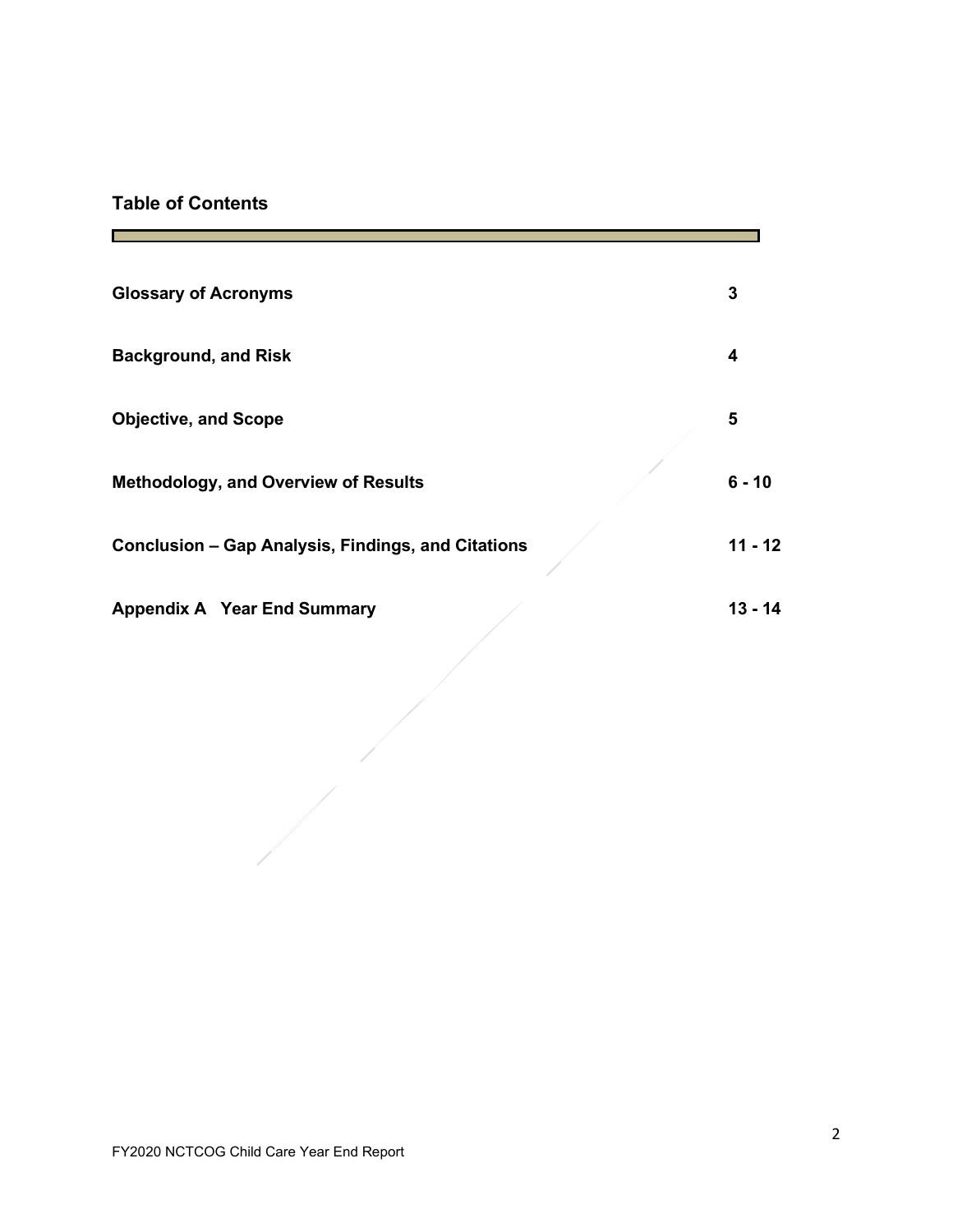## Table of Contents

| | |
|---|---|
| **Glossary of Acronyms** | **3** |
| **Background, and Risk** | **4** |
| **Objective, and Scope** | **5** |
| **Methodology, and Overview of Results** | **6 - 10** |
| **Conclusion – Gap Analysis, Findings, and Citations** | **11 - 12** |
| **Appendix A Year End Summary** | **13 - 14** |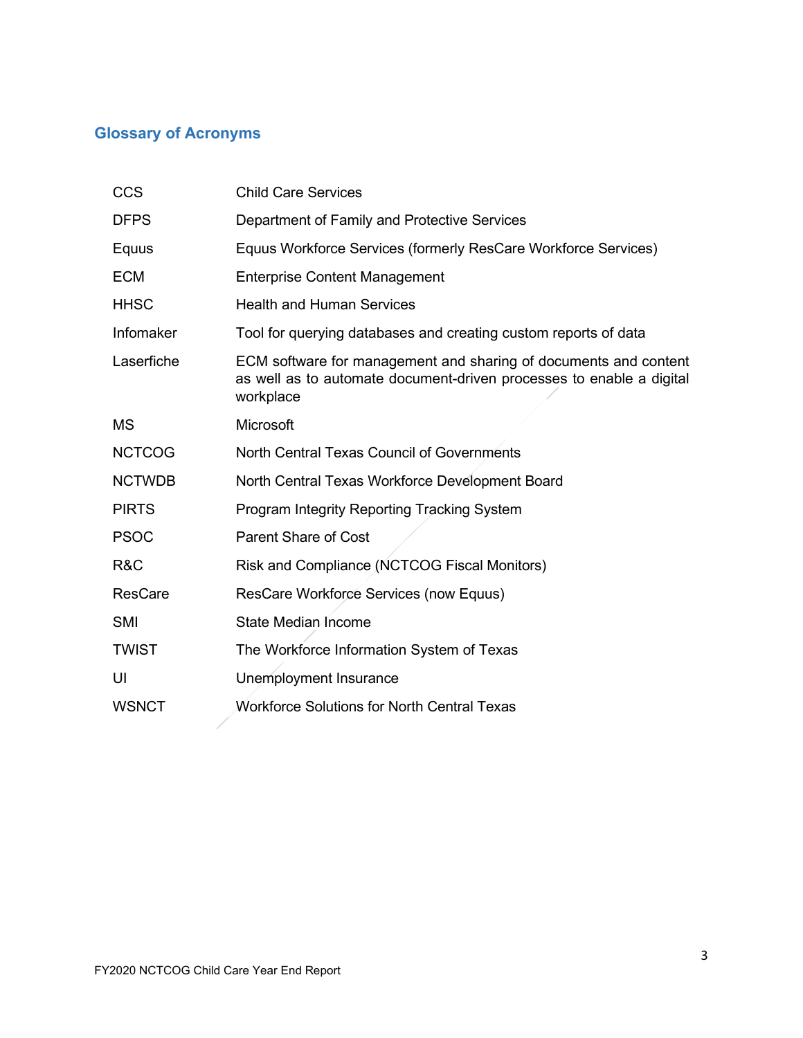## Glossary of Acronyms

| | |
|---|---|
| CCS | Child Care Services |
| DFPS | Department of Family and Protective Services |
| Equus | Equus Workforce Services (formerly ResCare Workforce Services) |
| ECM | Enterprise Content Management |
| HHSC | Health and Human Services |
| Infomaker | Tool for querying databases and creating custom reports of data |
| Laserfiche | ECM software for management and sharing of documents and content as well as to automate document-driven processes to enable a digital workplace |
| MS | Microsoft |
| NCTCOG | North Central Texas Council of Governments |
| NCTWDB | North Central Texas Workforce Development Board |
| PIRTS | Program Integrity Reporting Tracking System |
| PSOC | Parent Share of Cost |
| R&C | Risk and Compliance (NCTCOG Fiscal Monitors) |
| ResCare | ResCare Workforce Services (now Equus) |
| SMI | State Median Income |
| TWIST | The Workforce Information System of Texas |
| UI | Unemployment Insurance |
| WSNCT | Workforce Solutions for North Central Texas |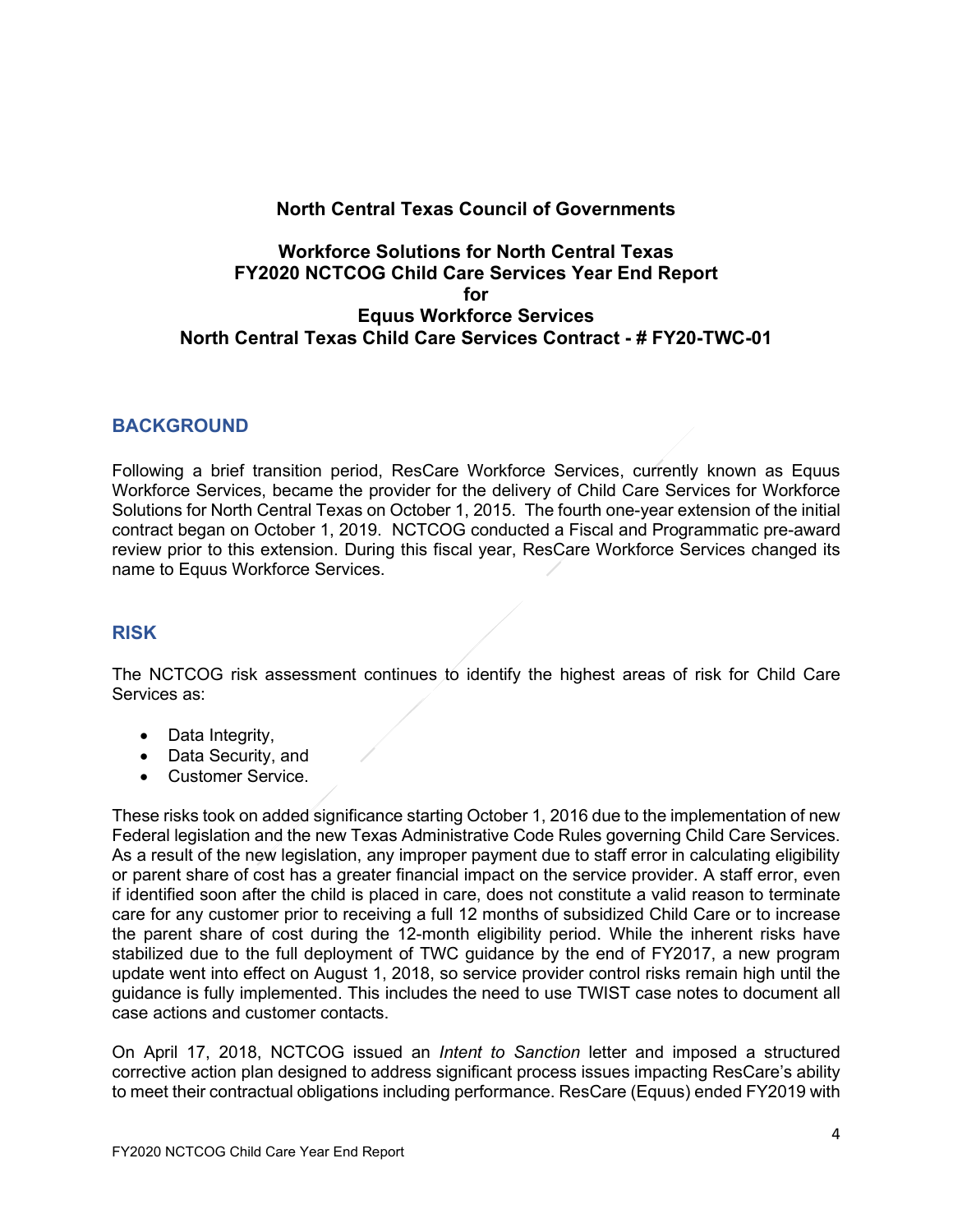**North Central Texas Council of Governments**

**Workforce Solutions for North Central Texas**
**FY2020 NCTCOG Child Care Services Year End Report**
**for**
**Equus Workforce Services**
**North Central Texas Child Care Services Contract - # FY20-TWC-01**

## BACKGROUND

Following a brief transition period, ResCare Workforce Services, currently known as Equus Workforce Services, became the provider for the delivery of Child Care Services for Workforce Solutions for North Central Texas on October 1, 2015. The fourth one-year extension of the initial contract began on October 1, 2019. NCTCOG conducted a Fiscal and Programmatic pre-award review prior to this extension. During this fiscal year, ResCare Workforce Services changed its name to Equus Workforce Services.

## RISK

The NCTCOG risk assessment continues to identify the highest areas of risk for Child Care Services as:

- Data Integrity,
- Data Security, and
- Customer Service.

These risks took on added significance starting October 1, 2016 due to the implementation of new Federal legislation and the new Texas Administrative Code Rules governing Child Care Services. As a result of the new legislation, any improper payment due to staff error in calculating eligibility or parent share of cost has a greater financial impact on the service provider. A staff error, even if identified soon after the child is placed in care, does not constitute a valid reason to terminate care for any customer prior to receiving a full 12 months of subsidized Child Care or to increase the parent share of cost during the 12-month eligibility period. While the inherent risks have stabilized due to the full deployment of TWC guidance by the end of FY2017, a new program update went into effect on August 1, 2018, so service provider control risks remain high until the guidance is fully implemented. This includes the need to use TWIST case notes to document all case actions and customer contacts.

On April 17, 2018, NCTCOG issued an *Intent to Sanction* letter and imposed a structured corrective action plan designed to address significant process issues impacting ResCare's ability to meet their contractual obligations including performance. ResCare (Equus) ended FY2019 with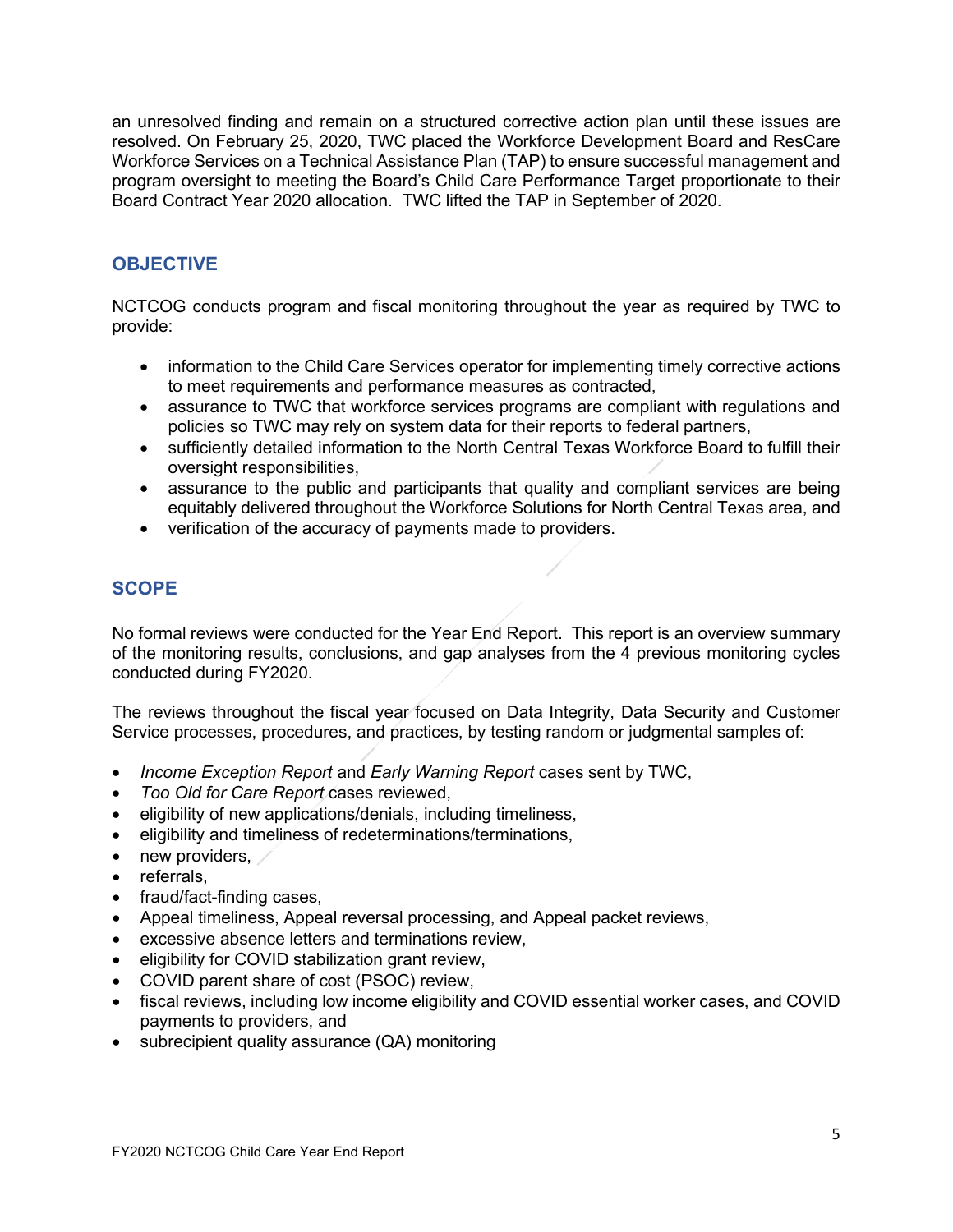an unresolved finding and remain on a structured corrective action plan until these issues are resolved. On February 25, 2020, TWC placed the Workforce Development Board and ResCare Workforce Services on a Technical Assistance Plan (TAP) to ensure successful management and program oversight to meeting the Board's Child Care Performance Target proportionate to their Board Contract Year 2020 allocation. TWC lifted the TAP in September of 2020.

## OBJECTIVE

NCTCOG conducts program and fiscal monitoring throughout the year as required by TWC to provide:

- information to the Child Care Services operator for implementing timely corrective actions to meet requirements and performance measures as contracted,
- assurance to TWC that workforce services programs are compliant with regulations and policies so TWC may rely on system data for their reports to federal partners,
- sufficiently detailed information to the North Central Texas Workforce Board to fulfill their oversight responsibilities,
- assurance to the public and participants that quality and compliant services are being equitably delivered throughout the Workforce Solutions for North Central Texas area, and
- verification of the accuracy of payments made to providers.

## SCOPE

No formal reviews were conducted for the Year End Report. This report is an overview summary of the monitoring results, conclusions, and gap analyses from the 4 previous monitoring cycles conducted during FY2020.

The reviews throughout the fiscal year focused on Data Integrity, Data Security and Customer Service processes, procedures, and practices, by testing random or judgmental samples of:

- *Income Exception Report* and *Early Warning Report* cases sent by TWC,
- *Too Old for Care Report* cases reviewed,
- eligibility of new applications/denials, including timeliness,
- eligibility and timeliness of redeterminations/terminations,
- new providers,
- referrals,
- fraud/fact-finding cases,
- Appeal timeliness, Appeal reversal processing, and Appeal packet reviews,
- excessive absence letters and terminations review,
- eligibility for COVID stabilization grant review,
- COVID parent share of cost (PSOC) review,
- fiscal reviews, including low income eligibility and COVID essential worker cases, and COVID payments to providers, and
- subrecipient quality assurance (QA) monitoring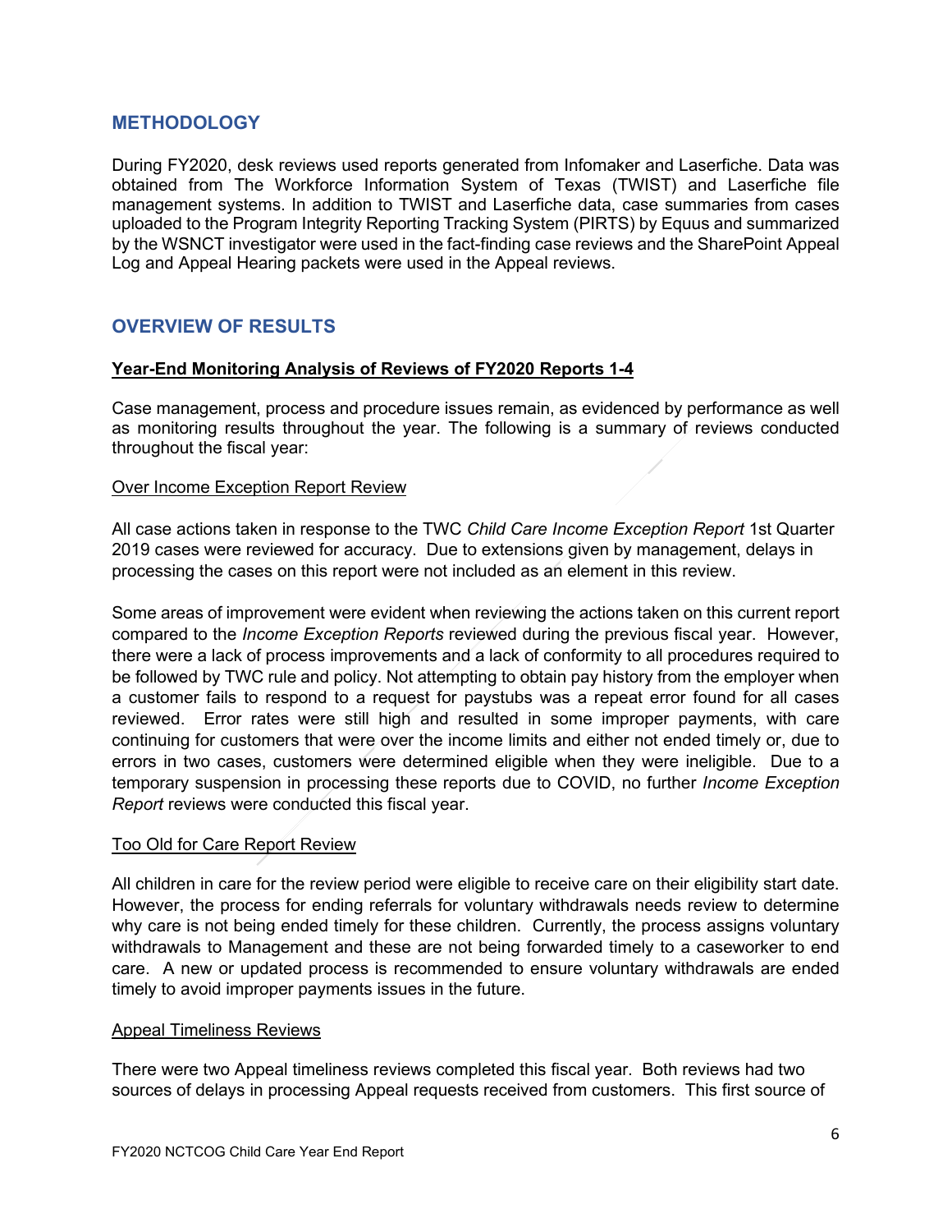## METHODOLOGY

During FY2020, desk reviews used reports generated from Infomaker and Laserfiche. Data was obtained from The Workforce Information System of Texas (TWIST) and Laserfiche file management systems. In addition to TWIST and Laserfiche data, case summaries from cases uploaded to the Program Integrity Reporting Tracking System (PIRTS) by Equus and summarized by the WSNCT investigator were used in the fact-finding case reviews and the SharePoint Appeal Log and Appeal Hearing packets were used in the Appeal reviews.

## OVERVIEW OF RESULTS

**Year-End Monitoring Analysis of Reviews of FY2020 Reports 1-4**

Case management, process and procedure issues remain, as evidenced by performance as well as monitoring results throughout the year. The following is a summary of reviews conducted throughout the fiscal year:

Over Income Exception Report Review

All case actions taken in response to the TWC *Child Care Income Exception Report* 1st Quarter 2019 cases were reviewed for accuracy. Due to extensions given by management, delays in processing the cases on this report were not included as an element in this review.

Some areas of improvement were evident when reviewing the actions taken on this current report compared to the *Income Exception Reports* reviewed during the previous fiscal year. However, there were a lack of process improvements and a lack of conformity to all procedures required to be followed by TWC rule and policy. Not attempting to obtain pay history from the employer when a customer fails to respond to a request for paystubs was a repeat error found for all cases reviewed. Error rates were still high and resulted in some improper payments, with care continuing for customers that were over the income limits and either not ended timely or, due to errors in two cases, customers were determined eligible when they were ineligible. Due to a temporary suspension in processing these reports due to COVID, no further *Income Exception Report* reviews were conducted this fiscal year.

Too Old for Care Report Review

All children in care for the review period were eligible to receive care on their eligibility start date. However, the process for ending referrals for voluntary withdrawals needs review to determine why care is not being ended timely for these children. Currently, the process assigns voluntary withdrawals to Management and these are not being forwarded timely to a caseworker to end care. A new or updated process is recommended to ensure voluntary withdrawals are ended timely to avoid improper payments issues in the future.

Appeal Timeliness Reviews

There were two Appeal timeliness reviews completed this fiscal year. Both reviews had two sources of delays in processing Appeal requests received from customers. This first source of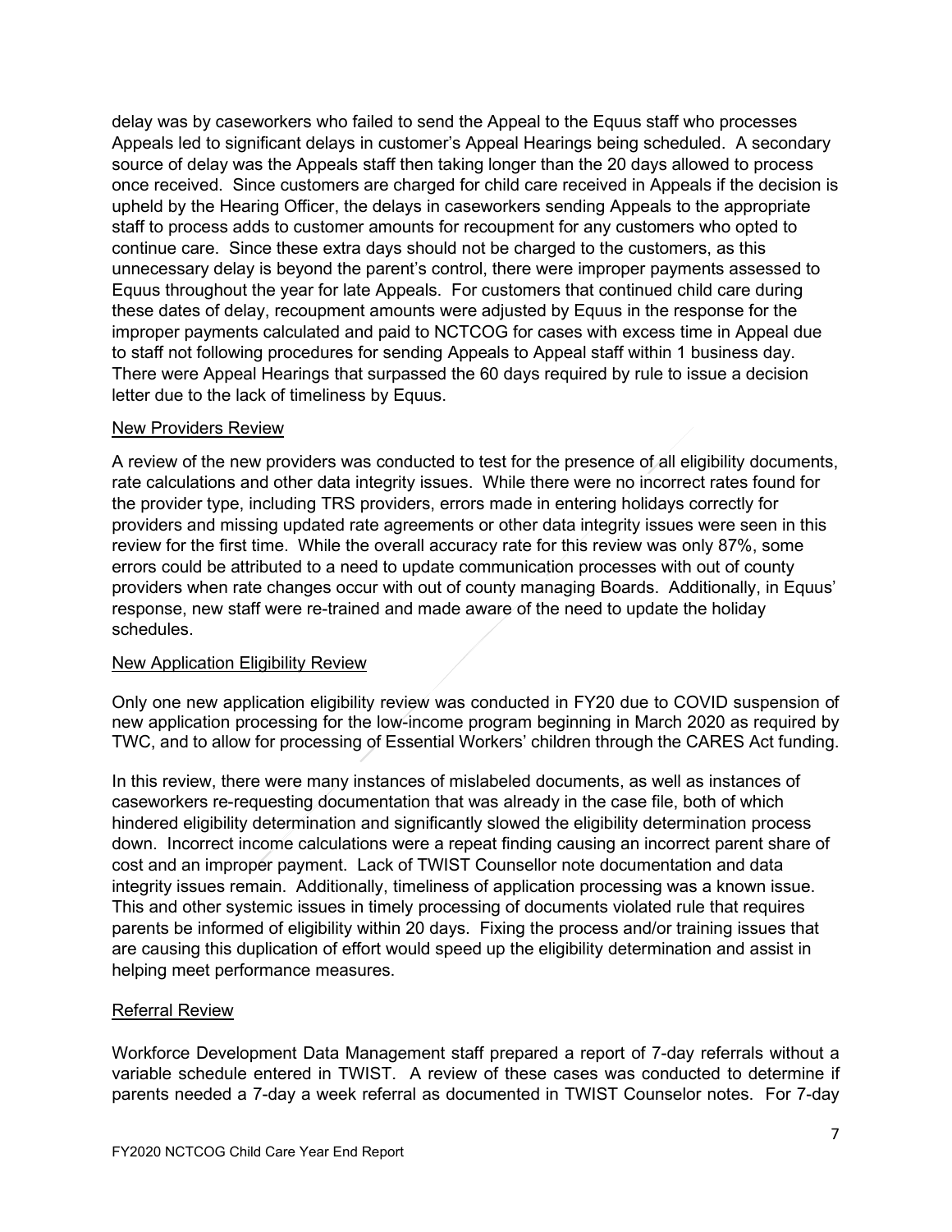delay was by caseworkers who failed to send the Appeal to the Equus staff who processes Appeals led to significant delays in customer's Appeal Hearings being scheduled. A secondary source of delay was the Appeals staff then taking longer than the 20 days allowed to process once received. Since customers are charged for child care received in Appeals if the decision is upheld by the Hearing Officer, the delays in caseworkers sending Appeals to the appropriate staff to process adds to customer amounts for recoupment for any customers who opted to continue care. Since these extra days should not be charged to the customers, as this unnecessary delay is beyond the parent's control, there were improper payments assessed to Equus throughout the year for late Appeals. For customers that continued child care during these dates of delay, recoupment amounts were adjusted by Equus in the response for the improper payments calculated and paid to NCTCOG for cases with excess time in Appeal due to staff not following procedures for sending Appeals to Appeal staff within 1 business day. There were Appeal Hearings that surpassed the 60 days required by rule to issue a decision letter due to the lack of timeliness by Equus.

New Providers Review

A review of the new providers was conducted to test for the presence of all eligibility documents, rate calculations and other data integrity issues. While there were no incorrect rates found for the provider type, including TRS providers, errors made in entering holidays correctly for providers and missing updated rate agreements or other data integrity issues were seen in this review for the first time. While the overall accuracy rate for this review was only 87%, some errors could be attributed to a need to update communication processes with out of county providers when rate changes occur with out of county managing Boards. Additionally, in Equus' response, new staff were re-trained and made aware of the need to update the holiday schedules.

New Application Eligibility Review

Only one new application eligibility review was conducted in FY20 due to COVID suspension of new application processing for the low-income program beginning in March 2020 as required by TWC, and to allow for processing of Essential Workers' children through the CARES Act funding.

In this review, there were many instances of mislabeled documents, as well as instances of caseworkers re-requesting documentation that was already in the case file, both of which hindered eligibility determination and significantly slowed the eligibility determination process down. Incorrect income calculations were a repeat finding causing an incorrect parent share of cost and an improper payment. Lack of TWIST Counsellor note documentation and data integrity issues remain. Additionally, timeliness of application processing was a known issue. This and other systemic issues in timely processing of documents violated rule that requires parents be informed of eligibility within 20 days. Fixing the process and/or training issues that are causing this duplication of effort would speed up the eligibility determination and assist in helping meet performance measures.

Referral Review

Workforce Development Data Management staff prepared a report of 7-day referrals without a variable schedule entered in TWIST. A review of these cases was conducted to determine if parents needed a 7-day a week referral as documented in TWIST Counselor notes. For 7-day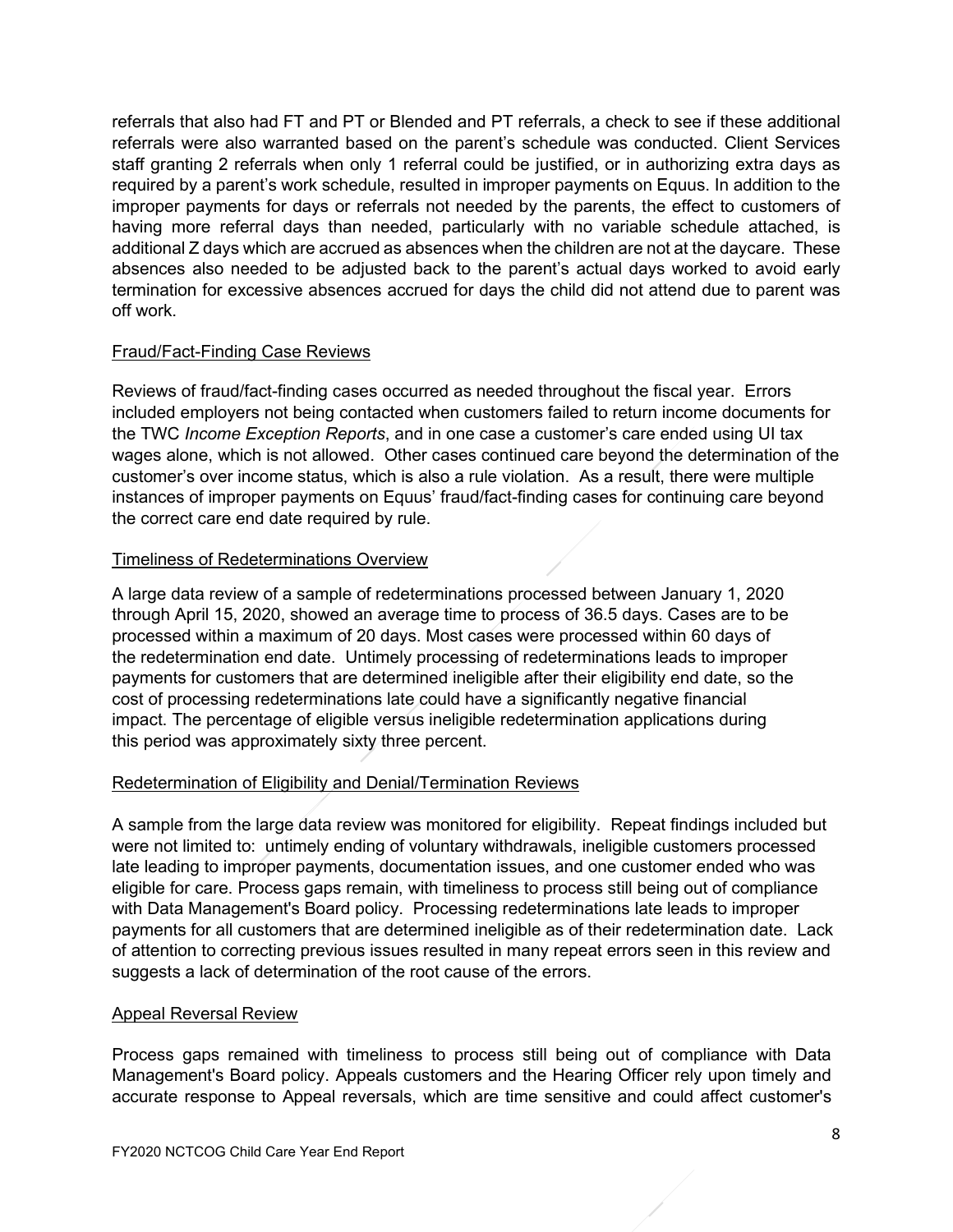referrals that also had FT and PT or Blended and PT referrals, a check to see if these additional referrals were also warranted based on the parent's schedule was conducted. Client Services staff granting 2 referrals when only 1 referral could be justified, or in authorizing extra days as required by a parent's work schedule, resulted in improper payments on Equus. In addition to the improper payments for days or referrals not needed by the parents, the effect to customers of having more referral days than needed, particularly with no variable schedule attached, is additional Z days which are accrued as absences when the children are not at the daycare. These absences also needed to be adjusted back to the parent's actual days worked to avoid early termination for excessive absences accrued for days the child did not attend due to parent was off work.

Fraud/Fact-Finding Case Reviews

Reviews of fraud/fact-finding cases occurred as needed throughout the fiscal year. Errors included employers not being contacted when customers failed to return income documents for the TWC *Income Exception Reports*, and in one case a customer's care ended using UI tax wages alone, which is not allowed. Other cases continued care beyond the determination of the customer's over income status, which is also a rule violation. As a result, there were multiple instances of improper payments on Equus' fraud/fact-finding cases for continuing care beyond the correct care end date required by rule.

Timeliness of Redeterminations Overview

A large data review of a sample of redeterminations processed between January 1, 2020 through April 15, 2020, showed an average time to process of 36.5 days. Cases are to be processed within a maximum of 20 days. Most cases were processed within 60 days of the redetermination end date. Untimely processing of redeterminations leads to improper payments for customers that are determined ineligible after their eligibility end date, so the cost of processing redeterminations late could have a significantly negative financial impact. The percentage of eligible versus ineligible redetermination applications during this period was approximately sixty three percent.

Redetermination of Eligibility and Denial/Termination Reviews

A sample from the large data review was monitored for eligibility. Repeat findings included but were not limited to: untimely ending of voluntary withdrawals, ineligible customers processed late leading to improper payments, documentation issues, and one customer ended who was eligible for care. Process gaps remain, with timeliness to process still being out of compliance with Data Management's Board policy. Processing redeterminations late leads to improper payments for all customers that are determined ineligible as of their redetermination date. Lack of attention to correcting previous issues resulted in many repeat errors seen in this review and suggests a lack of determination of the root cause of the errors.

Appeal Reversal Review

Process gaps remained with timeliness to process still being out of compliance with Data Management's Board policy. Appeals customers and the Hearing Officer rely upon timely and accurate response to Appeal reversals, which are time sensitive and could affect customer's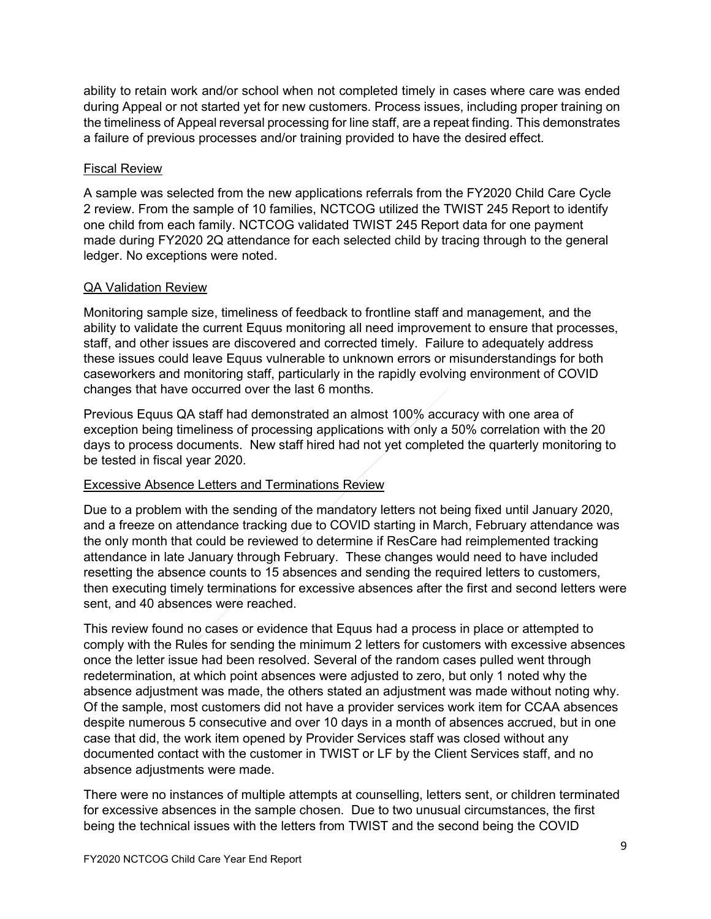ability to retain work and/or school when not completed timely in cases where care was ended during Appeal or not started yet for new customers. Process issues, including proper training on the timeliness of Appeal reversal processing for line staff, are a repeat finding. This demonstrates a failure of previous processes and/or training provided to have the desired effect.

### Fiscal Review

A sample was selected from the new applications referrals from the FY2020 Child Care Cycle 2 review. From the sample of 10 families, NCTCOG utilized the TWIST 245 Report to identify one child from each family. NCTCOG validated TWIST 245 Report data for one payment made during FY2020 2Q attendance for each selected child by tracing through to the general ledger. No exceptions were noted.

### QA Validation Review

Monitoring sample size, timeliness of feedback to frontline staff and management, and the ability to validate the current Equus monitoring all need improvement to ensure that processes, staff, and other issues are discovered and corrected timely. Failure to adequately address these issues could leave Equus vulnerable to unknown errors or misunderstandings for both caseworkers and monitoring staff, particularly in the rapidly evolving environment of COVID changes that have occurred over the last 6 months.

Previous Equus QA staff had demonstrated an almost 100% accuracy with one area of exception being timeliness of processing applications with only a 50% correlation with the 20 days to process documents. New staff hired had not yet completed the quarterly monitoring to be tested in fiscal year 2020.

### Excessive Absence Letters and Terminations Review

Due to a problem with the sending of the mandatory letters not being fixed until January 2020, and a freeze on attendance tracking due to COVID starting in March, February attendance was the only month that could be reviewed to determine if ResCare had reimplemented tracking attendance in late January through February. These changes would need to have included resetting the absence counts to 15 absences and sending the required letters to customers, then executing timely terminations for excessive absences after the first and second letters were sent, and 40 absences were reached.

This review found no cases or evidence that Equus had a process in place or attempted to comply with the Rules for sending the minimum 2 letters for customers with excessive absences once the letter issue had been resolved. Several of the random cases pulled went through redetermination, at which point absences were adjusted to zero, but only 1 noted why the absence adjustment was made, the others stated an adjustment was made without noting why. Of the sample, most customers did not have a provider services work item for CCAA absences despite numerous 5 consecutive and over 10 days in a month of absences accrued, but in one case that did, the work item opened by Provider Services staff was closed without any documented contact with the customer in TWIST or LF by the Client Services staff, and no absence adjustments were made.

There were no instances of multiple attempts at counselling, letters sent, or children terminated for excessive absences in the sample chosen. Due to two unusual circumstances, the first being the technical issues with the letters from TWIST and the second being the COVID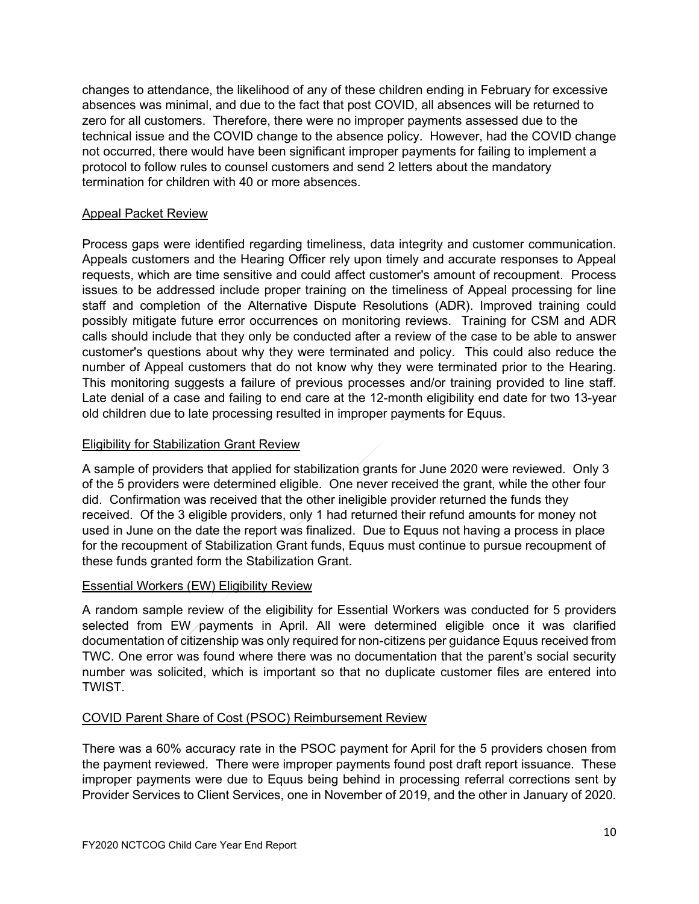changes to attendance, the likelihood of any of these children ending in February for excessive absences was minimal, and due to the fact that post COVID, all absences will be returned to zero for all customers. Therefore, there were no improper payments assessed due to the technical issue and the COVID change to the absence policy. However, had the COVID change not occurred, there would have been significant improper payments for failing to implement a protocol to follow rules to counsel customers and send 2 letters about the mandatory termination for children with 40 or more absences.

### Appeal Packet Review

Process gaps were identified regarding timeliness, data integrity and customer communication. Appeals customers and the Hearing Officer rely upon timely and accurate responses to Appeal requests, which are time sensitive and could affect customer's amount of recoupment. Process issues to be addressed include proper training on the timeliness of Appeal processing for line staff and completion of the Alternative Dispute Resolutions (ADR). Improved training could possibly mitigate future error occurrences on monitoring reviews. Training for CSM and ADR calls should include that they only be conducted after a review of the case to be able to answer customer's questions about why they were terminated and policy. This could also reduce the number of Appeal customers that do not know why they were terminated prior to the Hearing. This monitoring suggests a failure of previous processes and/or training provided to line staff. Late denial of a case and failing to end care at the 12-month eligibility end date for two 13-year old children due to late processing resulted in improper payments for Equus.

### Eligibility for Stabilization Grant Review

A sample of providers that applied for stabilization grants for June 2020 were reviewed. Only 3 of the 5 providers were determined eligible. One never received the grant, while the other four did. Confirmation was received that the other ineligible provider returned the funds they received. Of the 3 eligible providers, only 1 had returned their refund amounts for money not used in June on the date the report was finalized. Due to Equus not having a process in place for the recoupment of Stabilization Grant funds, Equus must continue to pursue recoupment of these funds granted form the Stabilization Grant.

### Essential Workers (EW) Eligibility Review

A random sample review of the eligibility for Essential Workers was conducted for 5 providers selected from EW payments in April. All were determined eligible once it was clarified documentation of citizenship was only required for non-citizens per guidance Equus received from TWC. One error was found where there was no documentation that the parent's social security number was solicited, which is important so that no duplicate customer files are entered into TWIST.

### COVID Parent Share of Cost (PSOC) Reimbursement Review

There was a 60% accuracy rate in the PSOC payment for April for the 5 providers chosen from the payment reviewed. There were improper payments found post draft report issuance. These improper payments were due to Equus being behind in processing referral corrections sent by Provider Services to Client Services, one in November of 2019, and the other in January of 2020.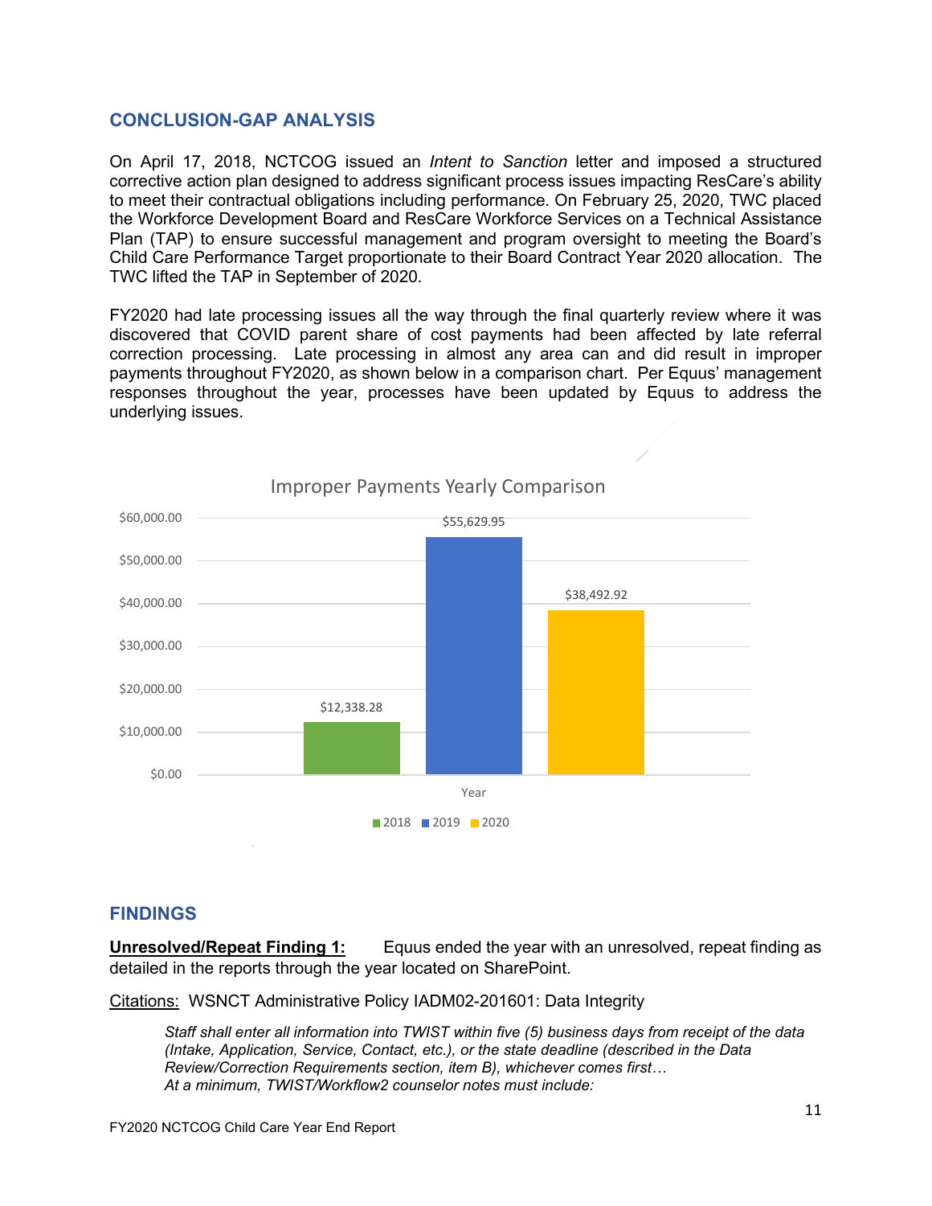## CONCLUSION-GAP ANALYSIS

On April 17, 2018, NCTCOG issued an *Intent to Sanction* letter and imposed a structured corrective action plan designed to address significant process issues impacting ResCare's ability to meet their contractual obligations including performance. On February 25, 2020, TWC placed the Workforce Development Board and ResCare Workforce Services on a Technical Assistance Plan (TAP) to ensure successful management and program oversight to meeting the Board's Child Care Performance Target proportionate to their Board Contract Year 2020 allocation. The TWC lifted the TAP in September of 2020.

FY2020 had late processing issues all the way through the final quarterly review where it was discovered that COVID parent share of cost payments had been affected by late referral correction processing. Late processing in almost any area can and did result in improper payments throughout FY2020, as shown below in a comparison chart. Per Equus' management responses throughout the year, processes have been updated by Equus to address the underlying issues.

Improper Payments Yearly Comparison

$60,000.00
$50,000.00
$40,000.00
$30,000.00
$20,000.00
$10,000.00
$0.00

$12,338.28
$55,629.95
$38,492.92

Year

2018 2019 2020

## FINDINGS

**<u>Unresolved/Repeat Finding 1:</u>** Equus ended the year with an unresolved, repeat finding as detailed in the reports through the year located on SharePoint.

<u>Citations:</u> WSNCT Administrative Policy IADM02-201601: Data Integrity

> *Staff shall enter all information into TWIST within five (5) business days from receipt of the data (Intake, Application, Service, Contact, etc.), or the state deadline (described in the Data Review/Correction Requirements section, item B), whichever comes first…*
> *At a minimum, TWIST/Workflow2 counselor notes must include:*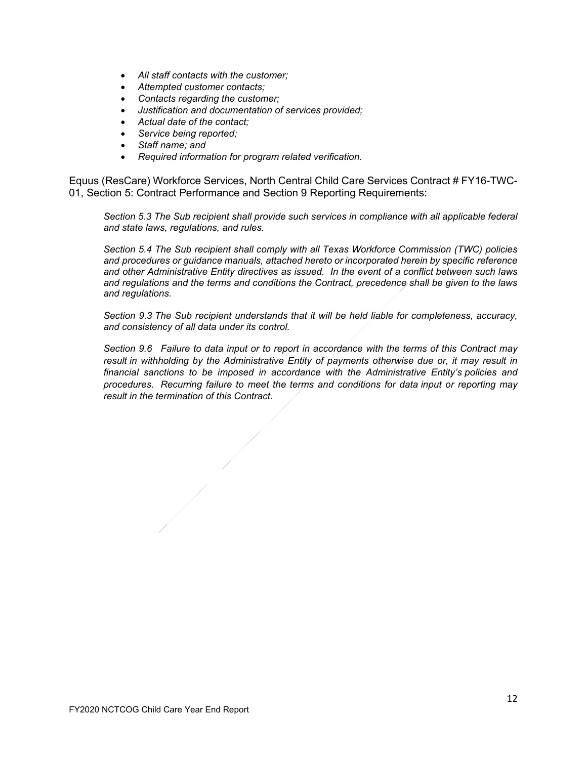- *All staff contacts with the customer;*
- *Attempted customer contacts;*
- *Contacts regarding the customer;*
- *Justification and documentation of services provided;*
- *Actual date of the contact;*
- *Service being reported;*
- *Staff name; and*
- *Required information for program related verification.*

Equus (ResCare) Workforce Services, North Central Child Care Services Contract # FY16-TWC-01, Section 5: Contract Performance and Section 9 Reporting Requirements:

*Section 5.3 The Sub recipient shall provide such services in compliance with all applicable federal and state laws, regulations, and rules.*

*Section 5.4 The Sub recipient shall comply with all Texas Workforce Commission (TWC) policies and procedures or guidance manuals, attached hereto or incorporated herein by specific reference and other Administrative Entity directives as issued. In the event of a conflict between such laws and regulations and the terms and conditions the Contract, precedence shall be given to the laws and regulations.*

*Section 9.3 The Sub recipient understands that it will be held liable for completeness, accuracy, and consistency of all data under its control.*

*Section 9.6 Failure to data input or to report in accordance with the terms of this Contract may result in withholding by the Administrative Entity of payments otherwise due or, it may result in financial sanctions to be imposed in accordance with the Administrative Entity's policies and procedures. Recurring failure to meet the terms and conditions for data input or reporting may result in the termination of this Contract.*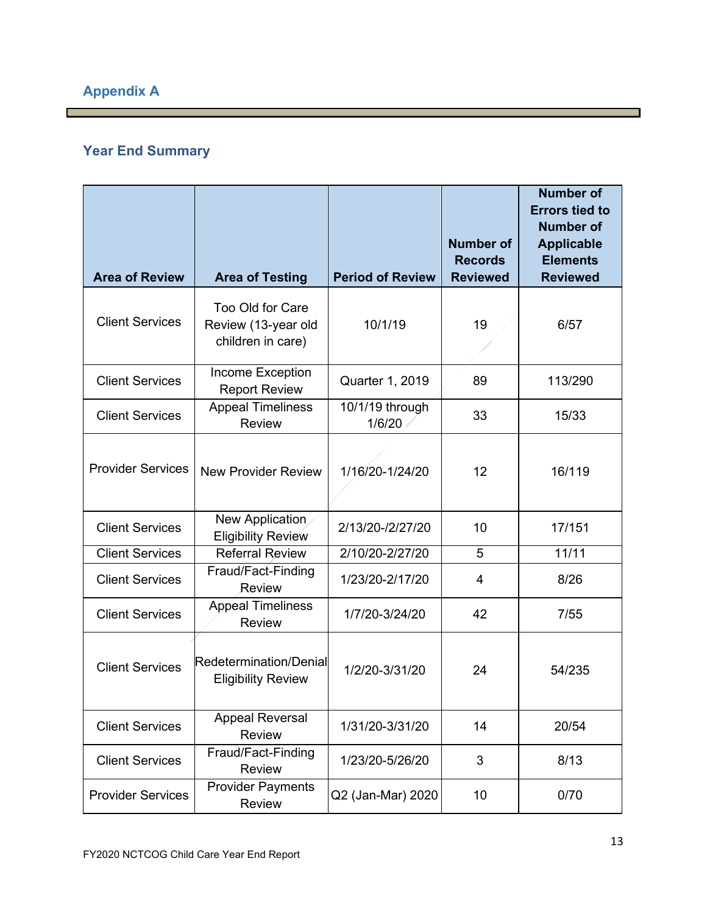## Appendix A

### Year End Summary

| Area of Review | Area of Testing | Period of Review | Number of Records Reviewed | Number of Errors tied to Number of Applicable Elements Reviewed |
|---|---|---|---|---|
| Client Services | Too Old for Care Review (13-year old children in care) | 10/1/19 | 19 | 6/57 |
| Client Services | Income Exception Report Review | Quarter 1, 2019 | 89 | 113/290 |
| Client Services | Appeal Timeliness Review | 10/1/19 through 1/6/20 | 33 | 15/33 |
| Provider Services | New Provider Review | 1/16/20-1/24/20 | 12 | 16/119 |
| Client Services | New Application Eligibility Review | 2/13/20-/2/27/20 | 10 | 17/151 |
| Client Services | Referral Review | 2/10/20-2/27/20 | 5 | 11/11 |
| Client Services | Fraud/Fact-Finding Review | 1/23/20-2/17/20 | 4 | 8/26 |
| Client Services | Appeal Timeliness Review | 1/7/20-3/24/20 | 42 | 7/55 |
| Client Services | Redetermination/Denial Eligibility Review | 1/2/20-3/31/20 | 24 | 54/235 |
| Client Services | Appeal Reversal Review | 1/31/20-3/31/20 | 14 | 20/54 |
| Client Services | Fraud/Fact-Finding Review | 1/23/20-5/26/20 | 3 | 8/13 |
| Provider Services | Provider Payments Review | Q2 (Jan-Mar) 2020 | 10 | 0/70 |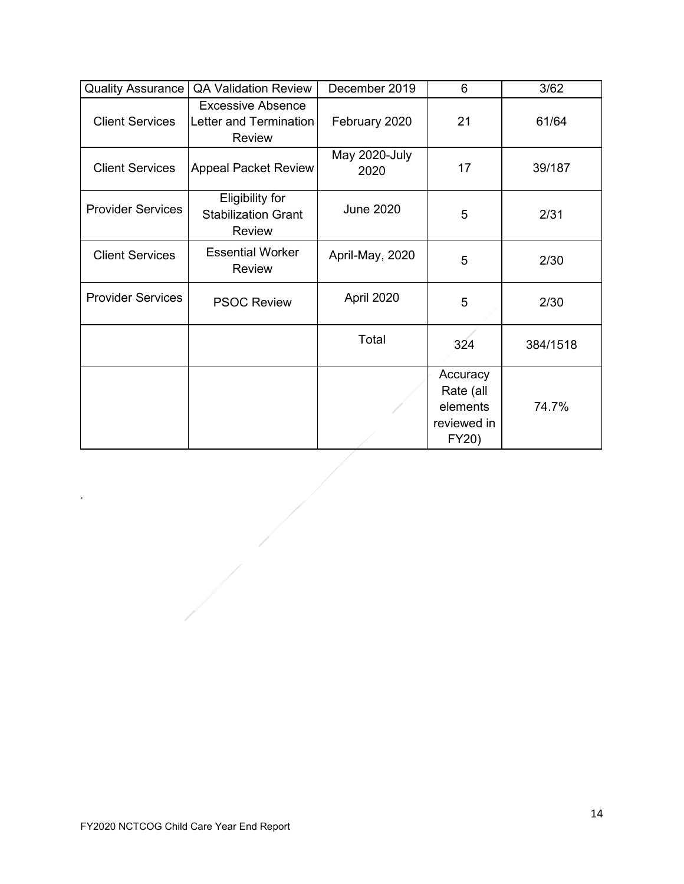| | | | | |
|---|---|---|---|---|
| Quality Assurance | QA Validation Review | December 2019 | 6 | 3/62 |
| Client Services | Excessive Absence Letter and Termination Review | February 2020 | 21 | 61/64 |
| Client Services | Appeal Packet Review | May 2020-July 2020 | 17 | 39/187 |
| Provider Services | Eligibility for Stabilization Grant Review | June 2020 | 5 | 2/31 |
| Client Services | Essential Worker Review | April-May, 2020 | 5 | 2/30 |
| Provider Services | PSOC Review | April 2020 | 5 | 2/30 |
| | | Total | 324 | 384/1518 |
| | | | Accuracy Rate (all elements reviewed in FY20) | 74.7% |

.